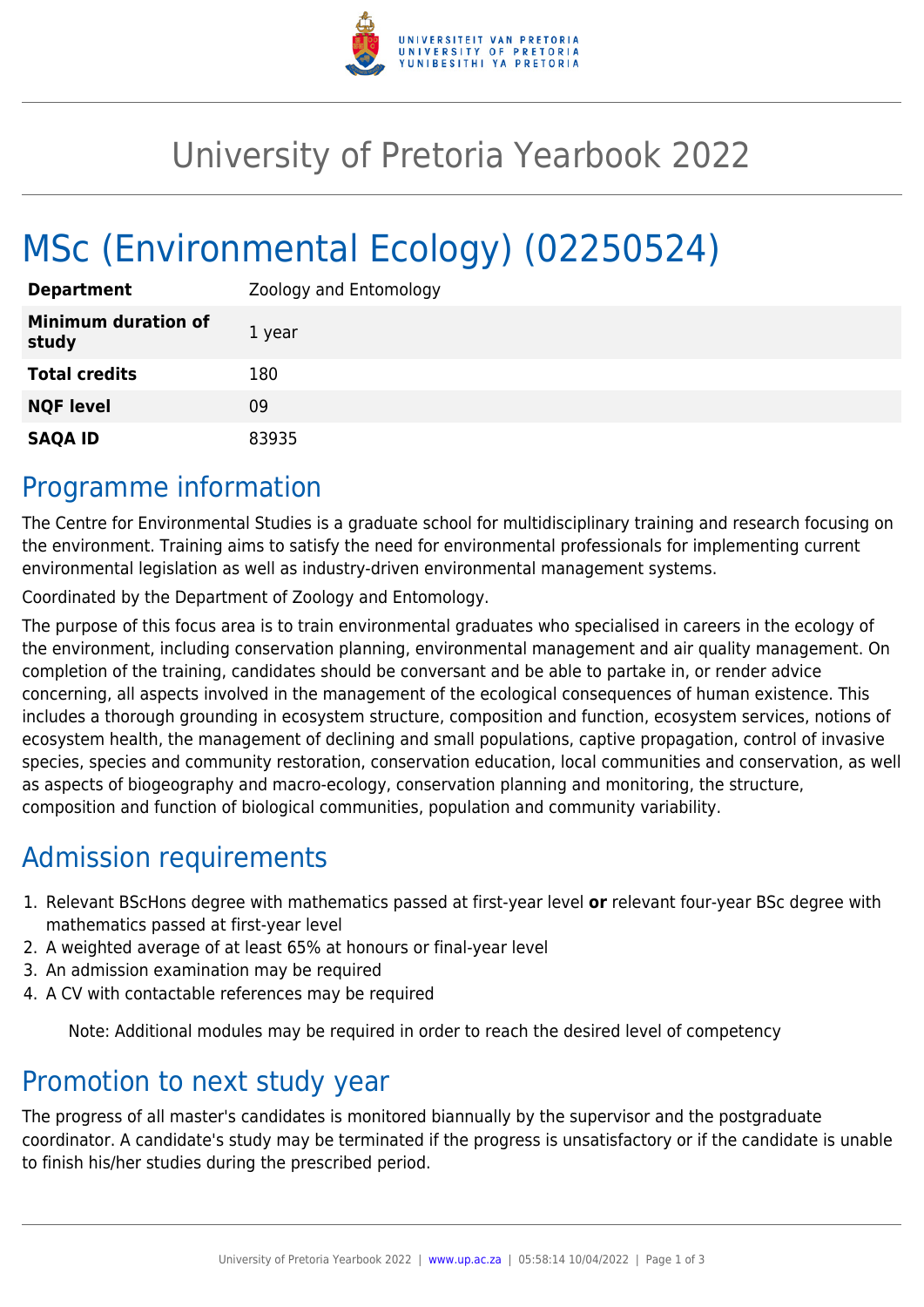# University of Pretoria Yearbook 2022

# MSc (Environmental Ecology) (02250524)

| | |
|---|---|
| **Department** | Zoology and Entomology |
| **Minimum duration of study** | 1 year |
| **Total credits** | 180 |
| **NQF level** | 09 |
| **SAQA ID** | 83935 |

## Programme information

The Centre for Environmental Studies is a graduate school for multidisciplinary training and research focusing on the environment. Training aims to satisfy the need for environmental professionals for implementing current environmental legislation as well as industry-driven environmental management systems.

Coordinated by the Department of Zoology and Entomology.

The purpose of this focus area is to train environmental graduates who specialised in careers in the ecology of the environment, including conservation planning, environmental management and air quality management. On completion of the training, candidates should be conversant and be able to partake in, or render advice concerning, all aspects involved in the management of the ecological consequences of human existence. This includes a thorough grounding in ecosystem structure, composition and function, ecosystem services, notions of ecosystem health, the management of declining and small populations, captive propagation, control of invasive species, species and community restoration, conservation education, local communities and conservation, as well as aspects of biogeography and macro-ecology, conservation planning and monitoring, the structure, composition and function of biological communities, population and community variability.

## Admission requirements

1. Relevant BScHons degree with mathematics passed at first-year level **or** relevant four-year BSc degree with mathematics passed at first-year level
2. A weighted average of at least 65% at honours or final-year level
3. An admission examination may be required
4. A CV with contactable references may be required

Note: Additional modules may be required in order to reach the desired level of competency

## Promotion to next study year

The progress of all master's candidates is monitored biannually by the supervisor and the postgraduate coordinator. A candidate's study may be terminated if the progress is unsatisfactory or if the candidate is unable to finish his/her studies during the prescribed period.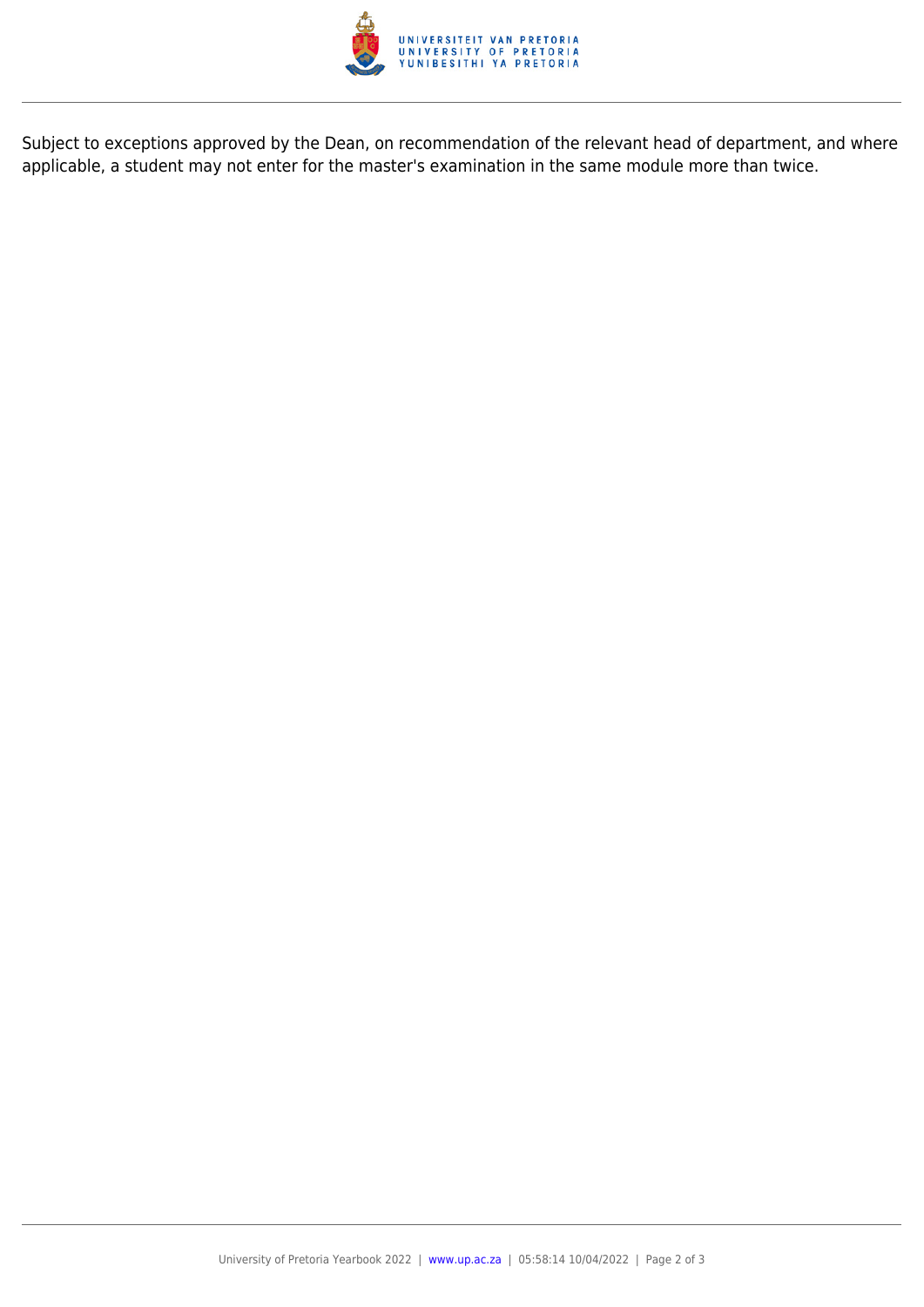Subject to exceptions approved by the Dean, on recommendation of the relevant head of department, and where applicable, a student may not enter for the master's examination in the same module more than twice.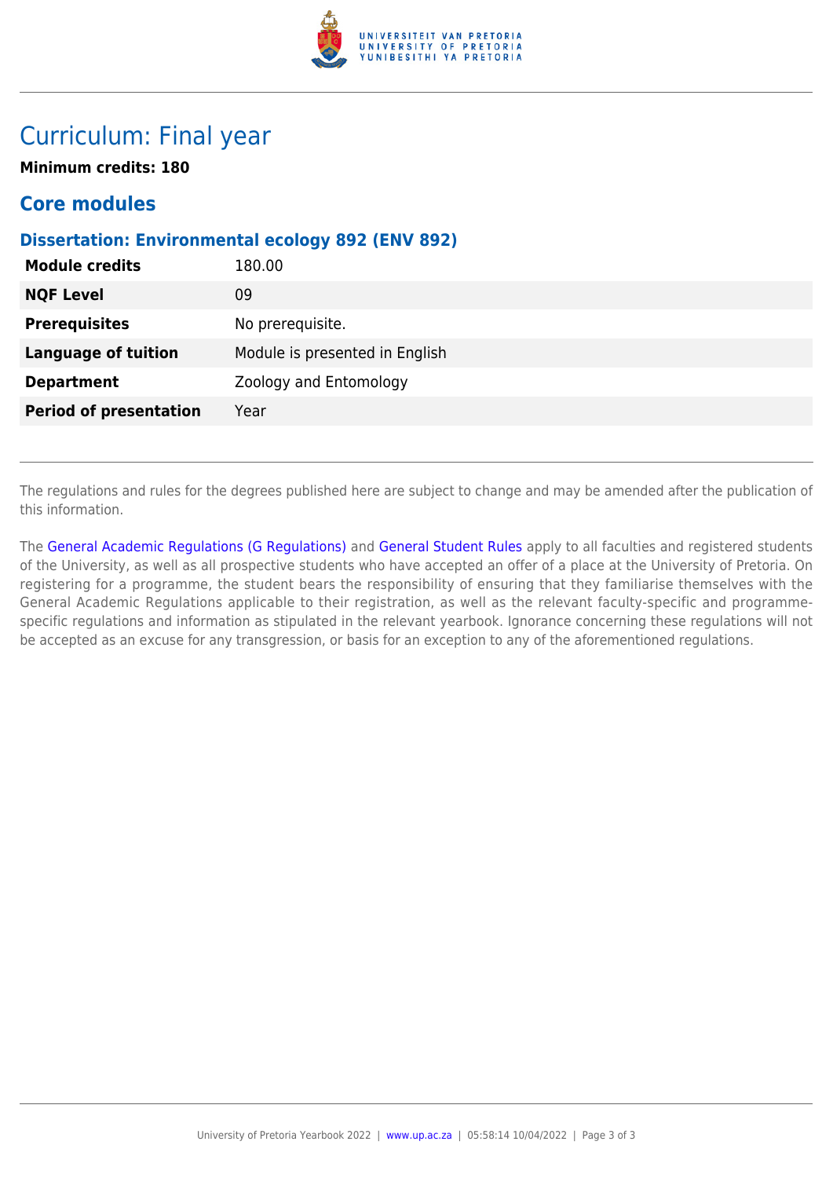# Curriculum: Final year

**Minimum credits: 180**

## Core modules

### Dissertation: Environmental ecology 892 (ENV 892)

| | |
|---|---|
| **Module credits** | 180.00 |
| **NQF Level** | 09 |
| **Prerequisites** | No prerequisite. |
| **Language of tuition** | Module is presented in English |
| **Department** | Zoology and Entomology |
| **Period of presentation** | Year |

The regulations and rules for the degrees published here are subject to change and may be amended after the publication of this information.

The General Academic Regulations (G Regulations) and General Student Rules apply to all faculties and registered students of the University, as well as all prospective students who have accepted an offer of a place at the University of Pretoria. On registering for a programme, the student bears the responsibility of ensuring that they familiarise themselves with the General Academic Regulations applicable to their registration, as well as the relevant faculty-specific and programme-specific regulations and information as stipulated in the relevant yearbook. Ignorance concerning these regulations will not be accepted as an excuse for any transgression, or basis for an exception to any of the aforementioned regulations.